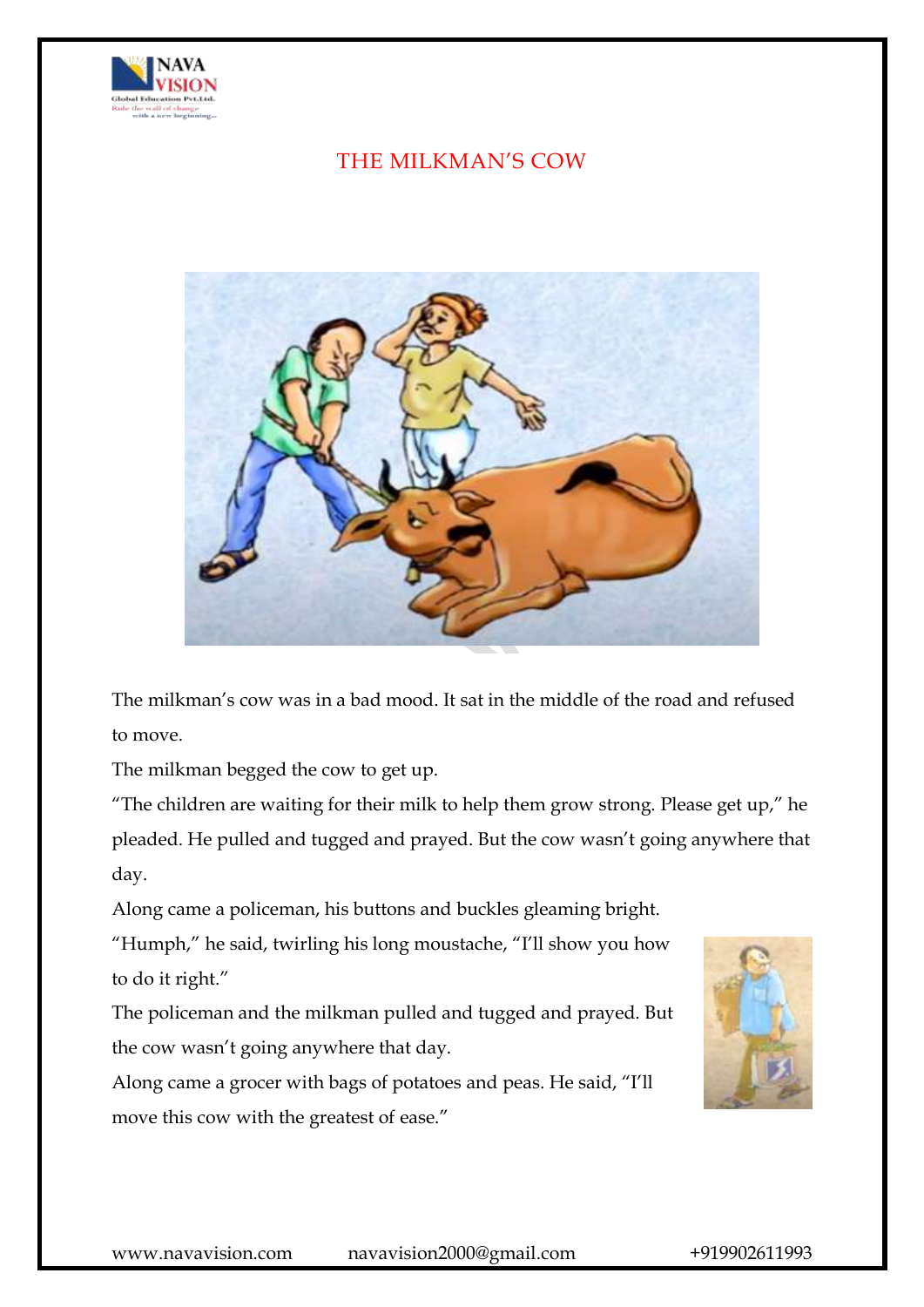# THE MILKMAN'S COW

The milkman's cow was in a bad mood. It sat in the middle of the road and refused to move.

The milkman begged the cow to get up.

"The children are waiting for their milk to help them grow strong. Please get up," he pleaded. He pulled and tugged and prayed. But the cow wasn't going anywhere that day.

Along came a policeman, his buttons and buckles gleaming bright.

"Humph," he said, twirling his long moustache, "I'll show you how to do it right."

The policeman and the milkman pulled and tugged and prayed. But the cow wasn't going anywhere that day.

Along came a grocer with bags of potatoes and peas. He said, "I'll move this cow with the greatest of ease."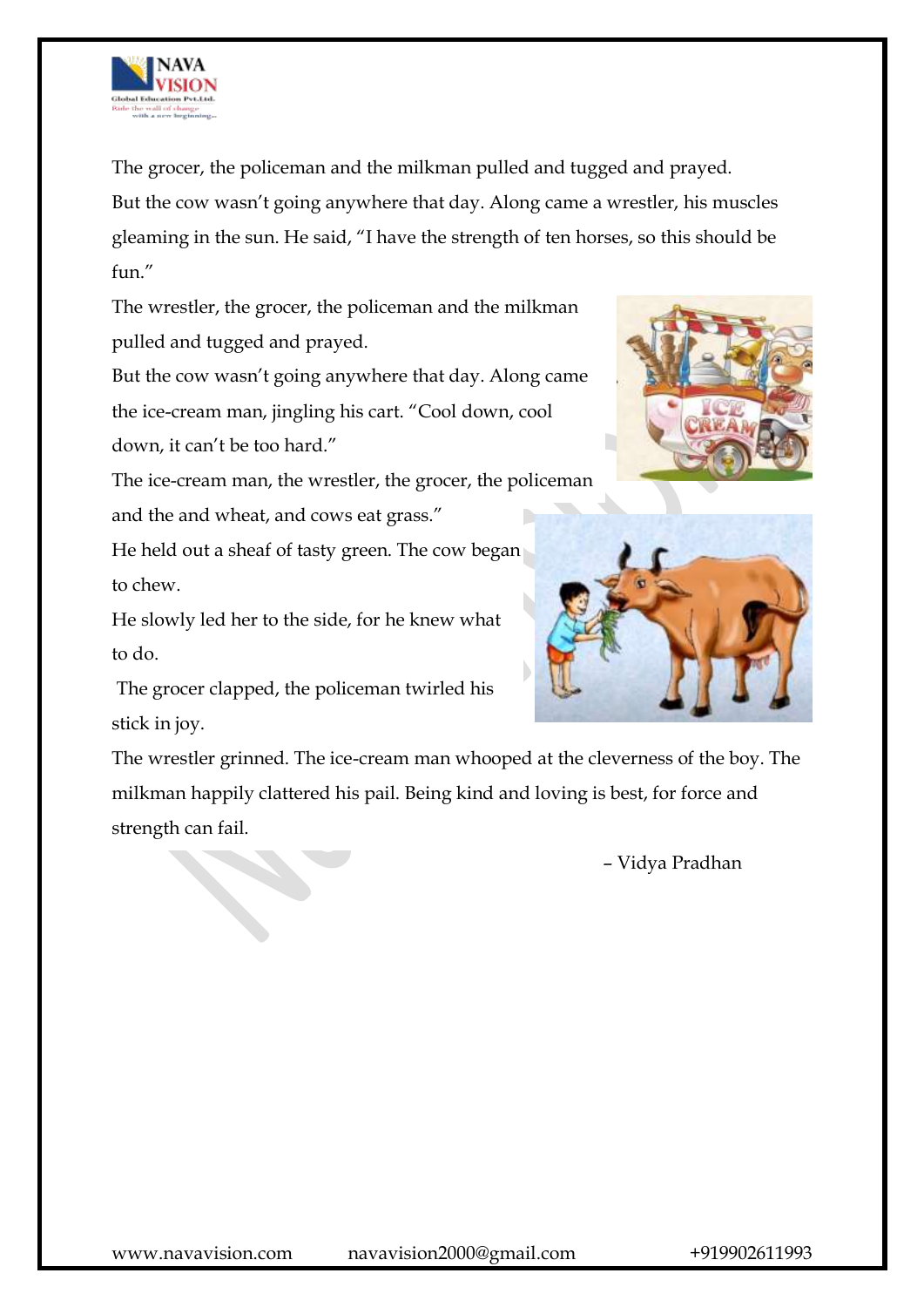The grocer, the policeman and the milkman pulled and tugged and prayed.

But the cow wasn't going anywhere that day. Along came a wrestler, his muscles gleaming in the sun. He said, "I have the strength of ten horses, so this should be fun."

The wrestler, the grocer, the policeman and the milkman pulled and tugged and prayed.

But the cow wasn't going anywhere that day. Along came the ice-cream man, jingling his cart. "Cool down, cool down, it can't be too hard."

The ice-cream man, the wrestler, the grocer, the policeman and the and wheat, and cows eat grass."

He held out a sheaf of tasty green. The cow began to chew.

He slowly led her to the side, for he knew what to do.

The grocer clapped, the policeman twirled his stick in joy.

The wrestler grinned. The ice-cream man whooped at the cleverness of the boy. The milkman happily clattered his pail. Being kind and loving is best, for force and strength can fail.

– Vidya Pradhan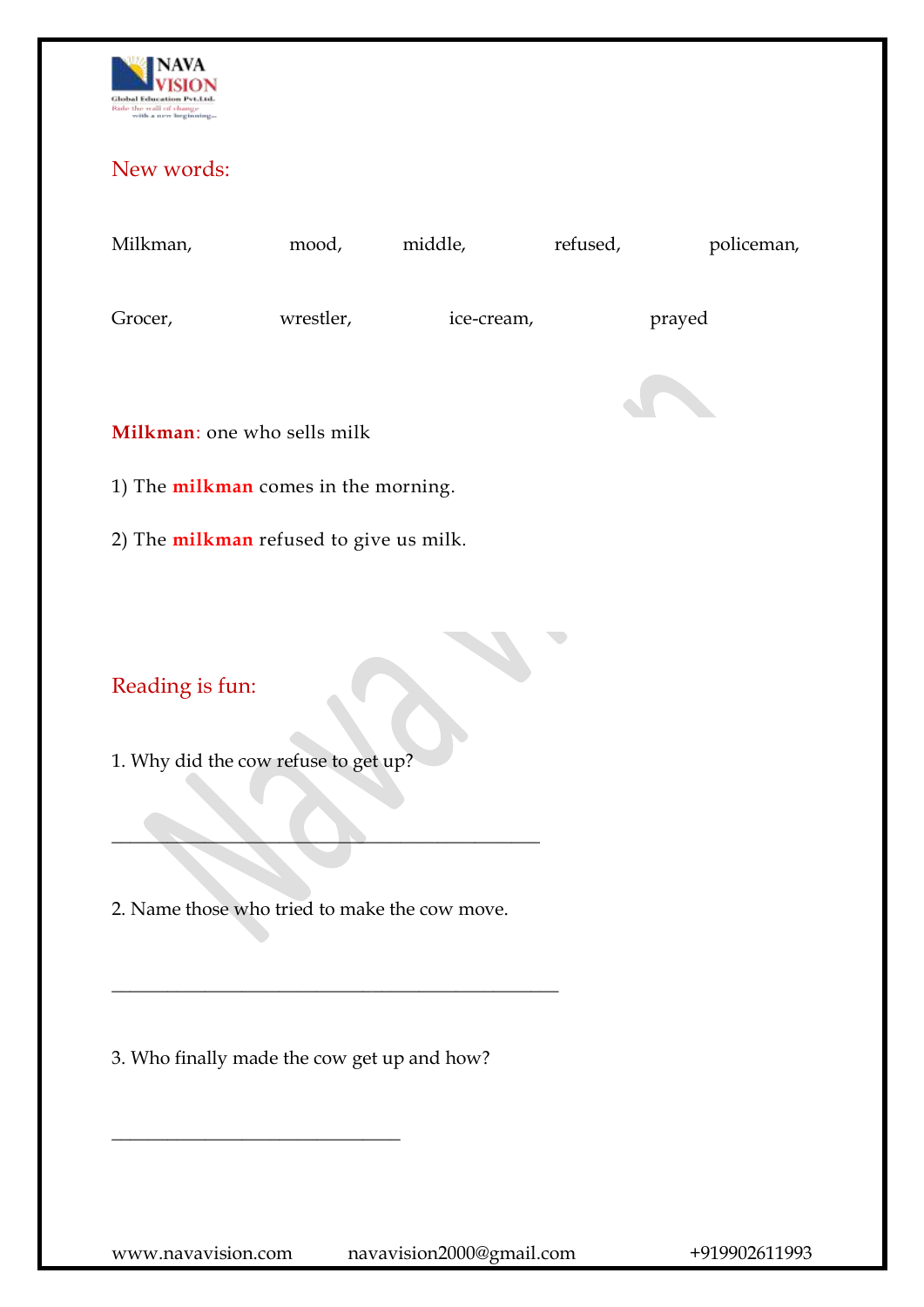## New words:

Milkman, mood, middle, refused, policeman,

Grocer, wrestler, ice-cream, prayed

**Milkman**: one who sells milk

1) The **milkman** comes in the morning.

2) The **milkman** refused to give us milk.

## Reading is fun:

1. Why did the cow refuse to get up?

______________________________________________

2. Name those who tried to make the cow move.

________________________________________________

3. Who finally made the cow get up and how?

_______________________________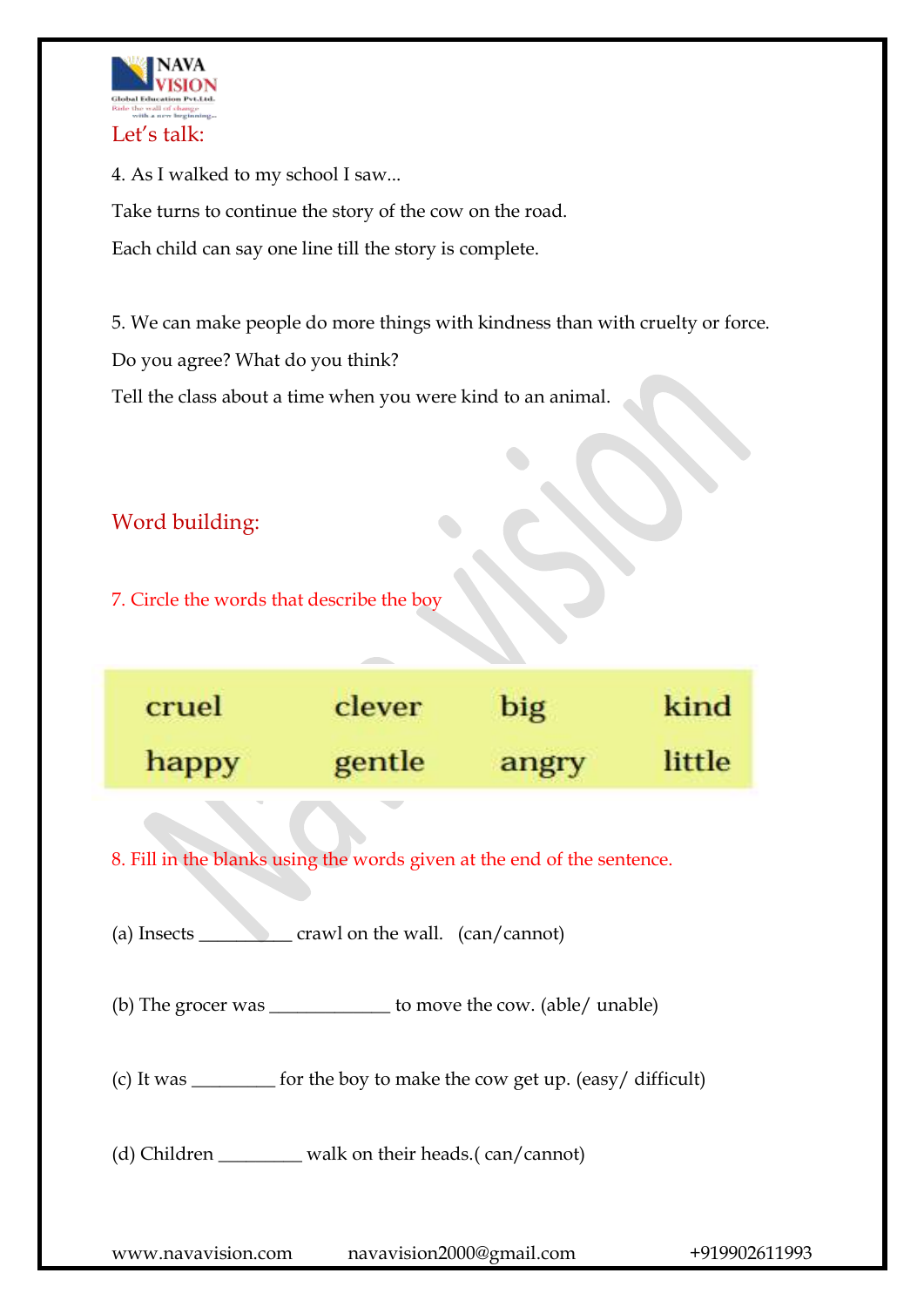## Let's talk:

4. As I walked to my school I saw...

Take turns to continue the story of the cow on the road.

Each child can say one line till the story is complete.

5. We can make people do more things with kindness than with cruelty or force.

Do you agree? What do you think?

Tell the class about a time when you were kind to an animal.

## Word building:

7. Circle the words that describe the boy

| | | | |
|---|---|---|---|
| cruel | clever | big | kind |
| happy | gentle | angry | little |

8. Fill in the blanks using the words given at the end of the sentence.

(a) Insects __________ crawl on the wall. (can/cannot)

(b) The grocer was _____________ to move the cow. (able/ unable)

(c) It was _________ for the boy to make the cow get up. (easy/ difficult)

(d) Children _________ walk on their heads.( can/cannot)